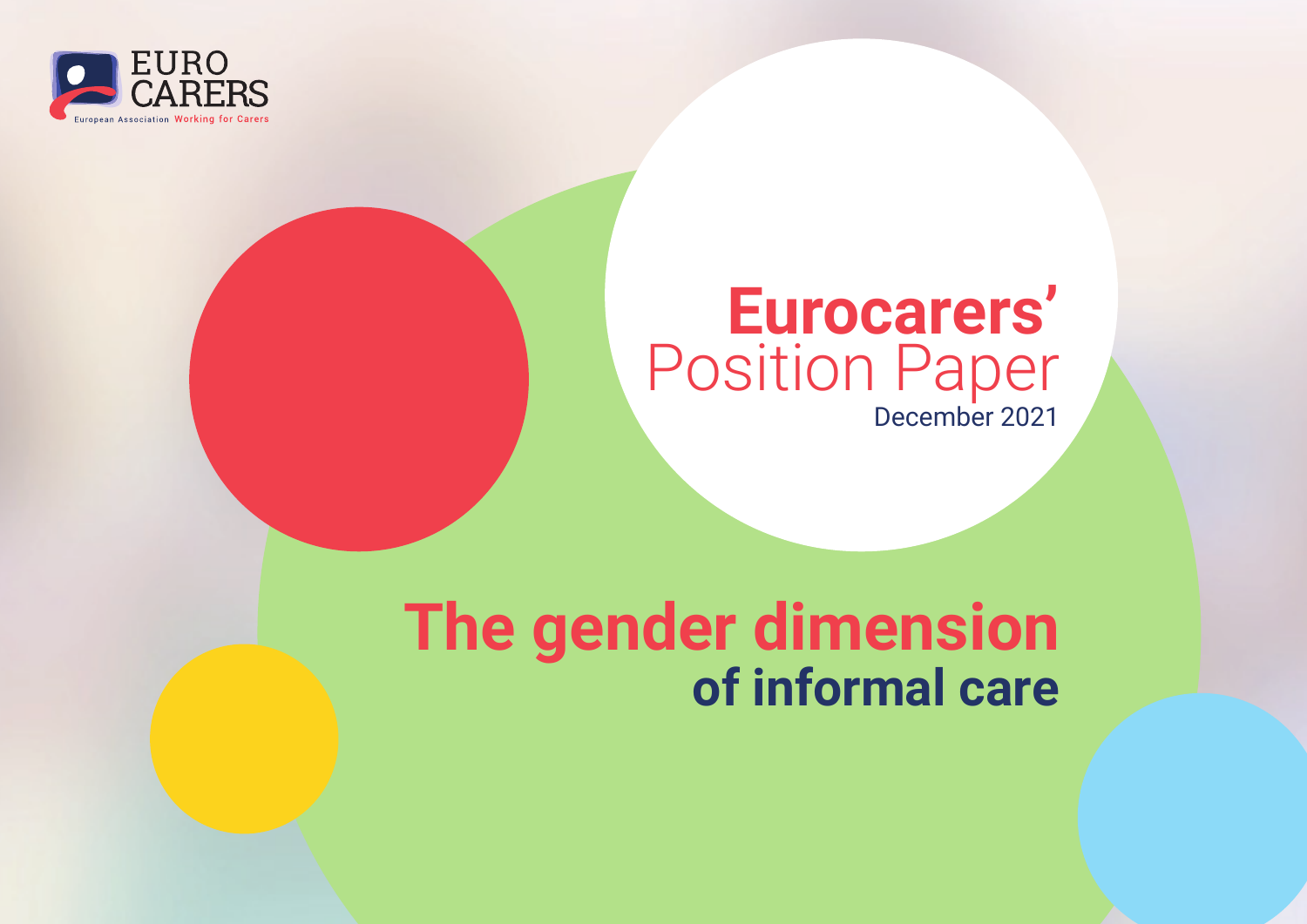EURO CARERS

European Association Working for Carers

# Eurocarers' Position Paper

December 2021

# The gender dimension of informal care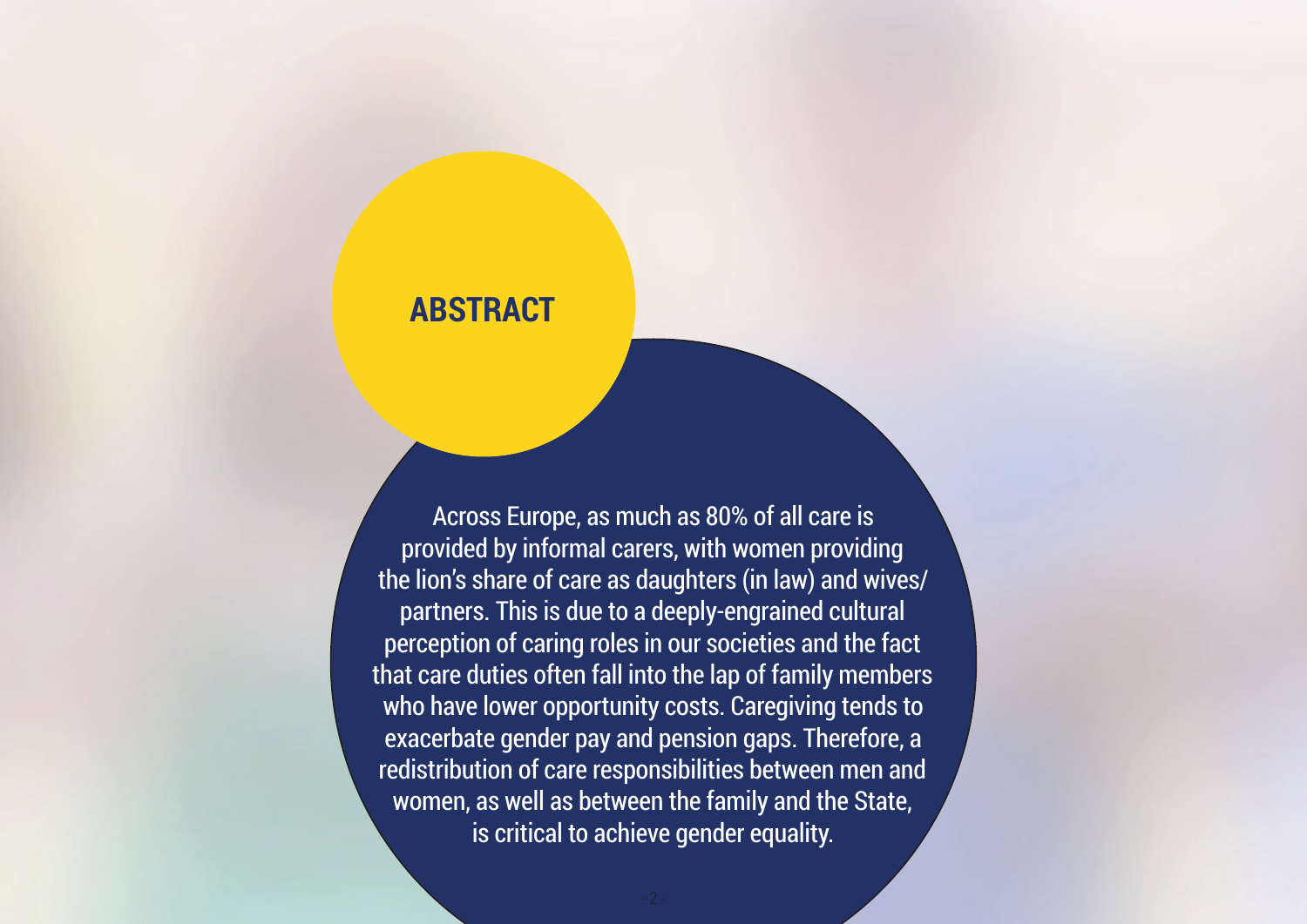## ABSTRACT

Across Europe, as much as 80% of all care is provided by informal carers, with women providing the lion's share of care as daughters (in law) and wives/partners. This is due to a deeply-engrained cultural perception of caring roles in our societies and the fact that care duties often fall into the lap of family members who have lower opportunity costs. Caregiving tends to exacerbate gender pay and pension gaps. Therefore, a redistribution of care responsibilities between men and women, as well as between the family and the State, is critical to achieve gender equality.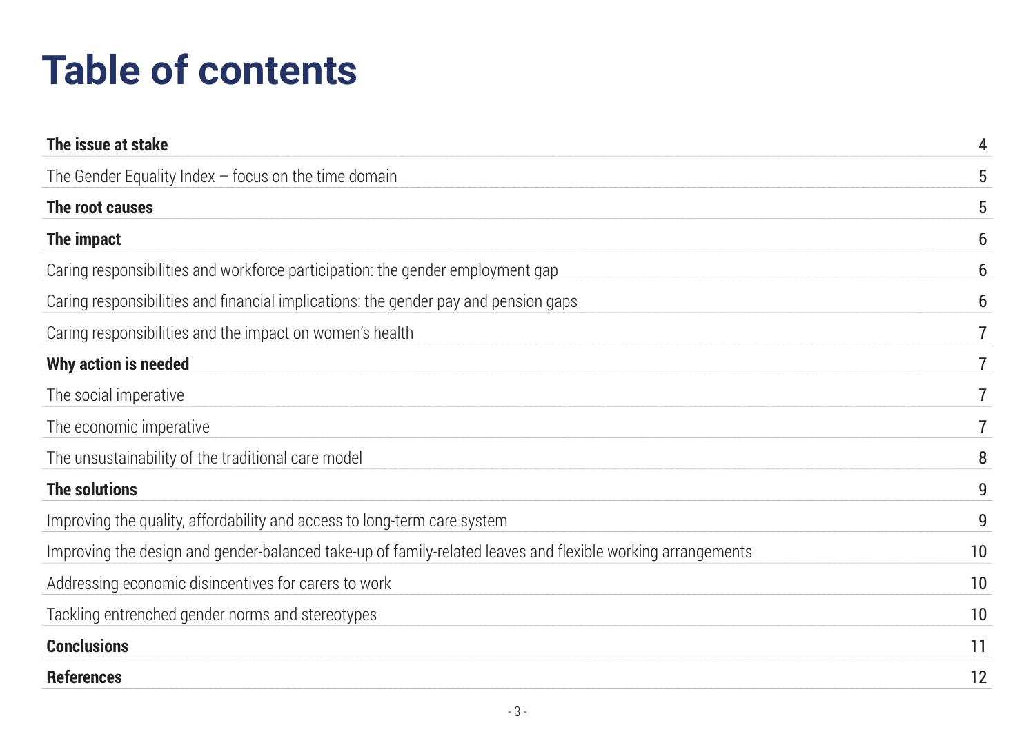# Table of contents

| | |
|---|---|
| **The issue at stake** | 4 |
| The Gender Equality Index – focus on the time domain | 5 |
| **The root causes** | 5 |
| **The impact** | 6 |
| Caring responsibilities and workforce participation: the gender employment gap | 6 |
| Caring responsibilities and financial implications: the gender pay and pension gaps | 6 |
| Caring responsibilities and the impact on women's health | 7 |
| **Why action is needed** | 7 |
| The social imperative | 7 |
| The economic imperative | 7 |
| The unsustainability of the traditional care model | 8 |
| **The solutions** | 9 |
| Improving the quality, affordability and access to long-term care system | 9 |
| Improving the design and gender-balanced take-up of family-related leaves and flexible working arrangements | 10 |
| Addressing economic disincentives for carers to work | 10 |
| Tackling entrenched gender norms and stereotypes | 10 |
| **Conclusions** | 11 |
| **References** | 12 |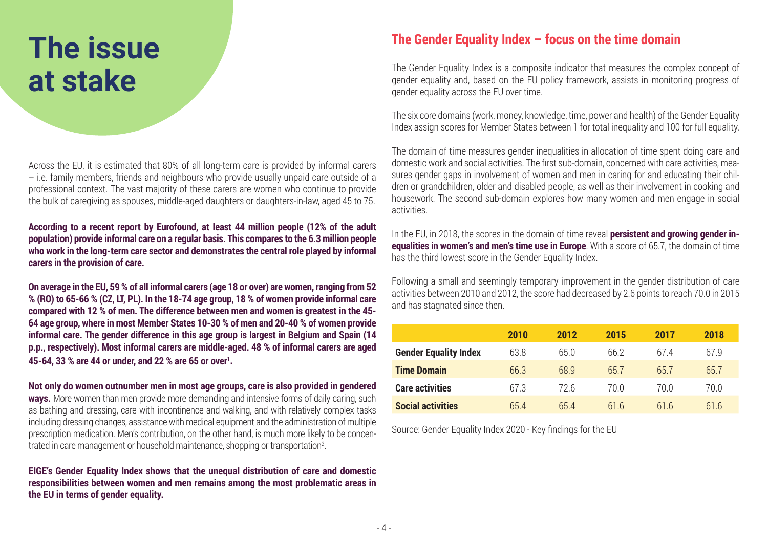# The issue at stake

Across the EU, it is estimated that 80% of all long-term care is provided by informal carers – i.e. family members, friends and neighbours who provide usually unpaid care outside of a professional context. The vast majority of these carers are women who continue to provide the bulk of caregiving as spouses, middle-aged daughters or daughters-in-law, aged 45 to 75.

**According to a recent report by Eurofound, at least 44 million people (12% of the adult population) provide informal care on a regular basis. This compares to the 6.3 million people who work in the long-term care sector and demonstrates the central role played by informal carers in the provision of care.**

**On average in the EU, 59 % of all informal carers (age 18 or over) are women, ranging from 52 % (RO) to 65-66 % (CZ, LT, PL). In the 18-74 age group, 18 % of women provide informal care compared with 12 % of men. The difference between men and women is greatest in the 45-64 age group, where in most Member States 10-30 % of men and 20-40 % of women provide informal care. The gender difference in this age group is largest in Belgium and Spain (14 p.p., respectively). Most informal carers are middle-aged. 48 % of informal carers are aged 45-64, 33 % are 44 or under, and 22 % are 65 or over[1].**

**Not only do women outnumber men in most age groups, care is also provided in gendered ways.** More women than men provide more demanding and intensive forms of daily caring, such as bathing and dressing, care with incontinence and walking, and with relatively complex tasks including dressing changes, assistance with medical equipment and the administration of multiple prescription medication. Men's contribution, on the other hand, is much more likely to be concentrated in care management or household maintenance, shopping or transportation[2].

**EIGE's Gender Equality Index shows that the unequal distribution of care and domestic responsibilities between women and men remains among the most problematic areas in the EU in terms of gender equality.**

## The Gender Equality Index – focus on the time domain

The Gender Equality Index is a composite indicator that measures the complex concept of gender equality and, based on the EU policy framework, assists in monitoring progress of gender equality across the EU over time.

The six core domains (work, money, knowledge, time, power and health) of the Gender Equality Index assign scores for Member States between 1 for total inequality and 100 for full equality.

The domain of time measures gender inequalities in allocation of time spent doing care and domestic work and social activities. The first sub-domain, concerned with care activities, measures gender gaps in involvement of women and men in caring for and educating their children or grandchildren, older and disabled people, as well as their involvement in cooking and housework. The second sub-domain explores how many women and men engage in social activities.

In the EU, in 2018, the scores in the domain of time reveal **persistent and growing gender inequalities in women's and men's time use in Europe**. With a score of 65.7, the domain of time has the third lowest score in the Gender Equality Index.

Following a small and seemingly temporary improvement in the gender distribution of care activities between 2010 and 2012, the score had decreased by 2.6 points to reach 70.0 in 2015 and has stagnated since then.

| | 2010 | 2012 | 2015 | 2017 | 2018 |
|---|---|---|---|---|---|
| **Gender Equality Index** | 63.8 | 65.0 | 66.2 | 67.4 | 67.9 |
| **Time Domain** | 66.3 | 68.9 | 65.7 | 65.7 | 65.7 |
| **Care activities** | 67.3 | 72.6 | 70.0 | 70.0 | 70.0 |
| **Social activities** | 65.4 | 65.4 | 61.6 | 61.6 | 61.6 |

Source: Gender Equality Index 2020 - Key findings for the EU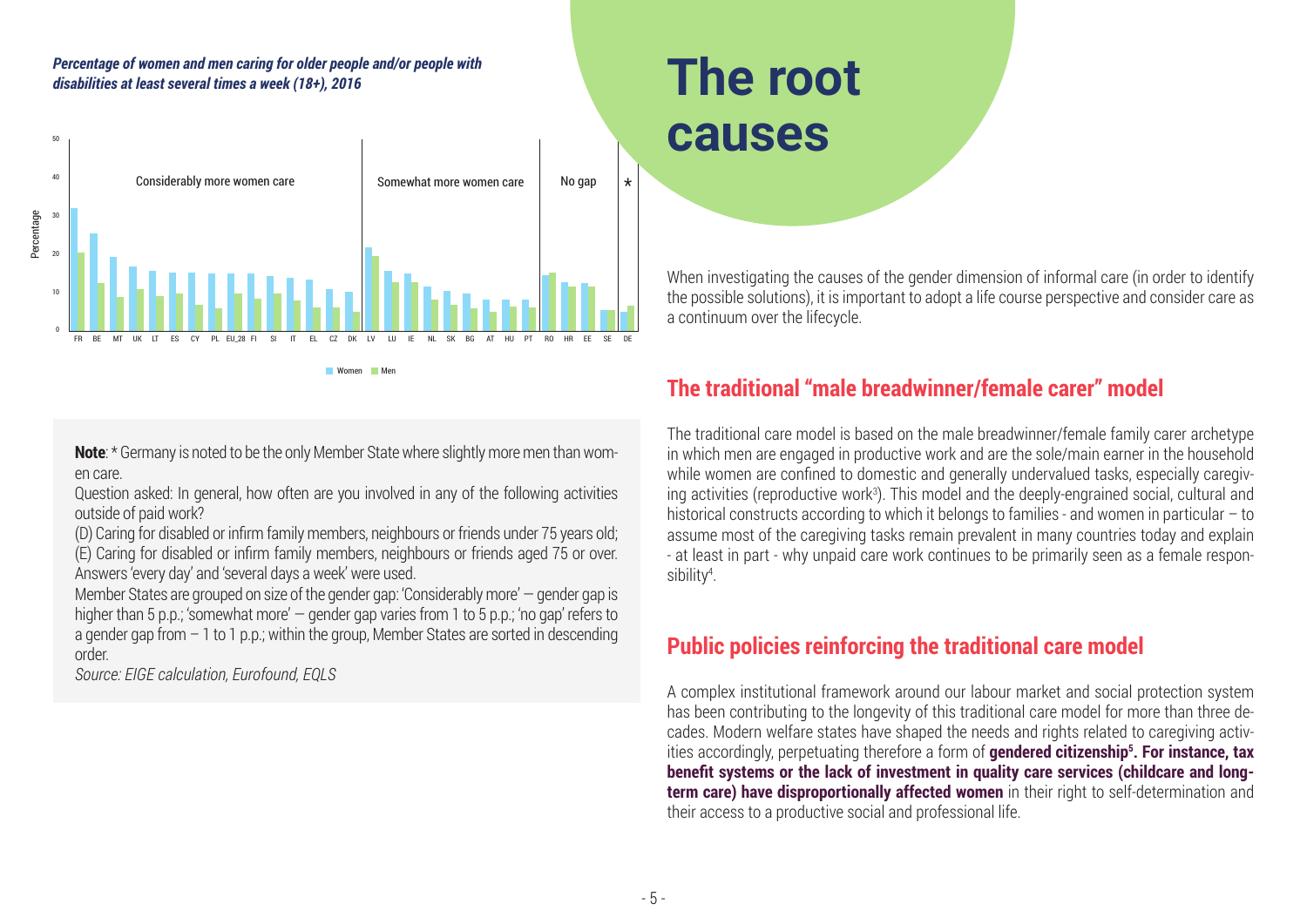*Percentage of women and men caring for older people and/or people with disabilities at least several times a week (18+), 2016*

**Note**: * Germany is noted to be the only Member State where slightly more men than women care.

Question asked: In general, how often are you involved in any of the following activities outside of paid work?

(D) Caring for disabled or infirm family members, neighbours or friends under 75 years old; (E) Caring for disabled or infirm family members, neighbours or friends aged 75 or over. Answers 'every day' and 'several days a week' were used.

Member States are grouped on size of the gender gap: 'Considerably more' — gender gap is higher than 5 p.p.; 'somewhat more' — gender gap varies from 1 to 5 p.p.; 'no gap' refers to a gender gap from – 1 to 1 p.p.; within the group, Member States are sorted in descending order.

*Source: EIGE calculation, Eurofound, EQLS*

# The root causes

When investigating the causes of the gender dimension of informal care (in order to identify the possible solutions), it is important to adopt a life course perspective and consider care as a continuum over the lifecycle.

## The traditional "male breadwinner/female carer" model

The traditional care model is based on the male breadwinner/female family carer archetype in which men are engaged in productive work and are the sole/main earner in the household while women are confined to domestic and generally undervalued tasks, especially caregiving activities (reproductive work[3]). This model and the deeply-engrained social, cultural and historical constructs according to which it belongs to families - and women in particular – to assume most of the caregiving tasks remain prevalent in many countries today and explain - at least in part - why unpaid care work continues to be primarily seen as a female responsibility[4].

## Public policies reinforcing the traditional care model

A complex institutional framework around our labour market and social protection system has been contributing to the longevity of this traditional care model for more than three decades. Modern welfare states have shaped the needs and rights related to caregiving activities accordingly, perpetuating therefore a form of **gendered citizenship[5]. For instance, tax benefit systems or the lack of investment in quality care services (childcare and long-term care) have disproportionally affected women** in their right to self-determination and their access to a productive social and professional life.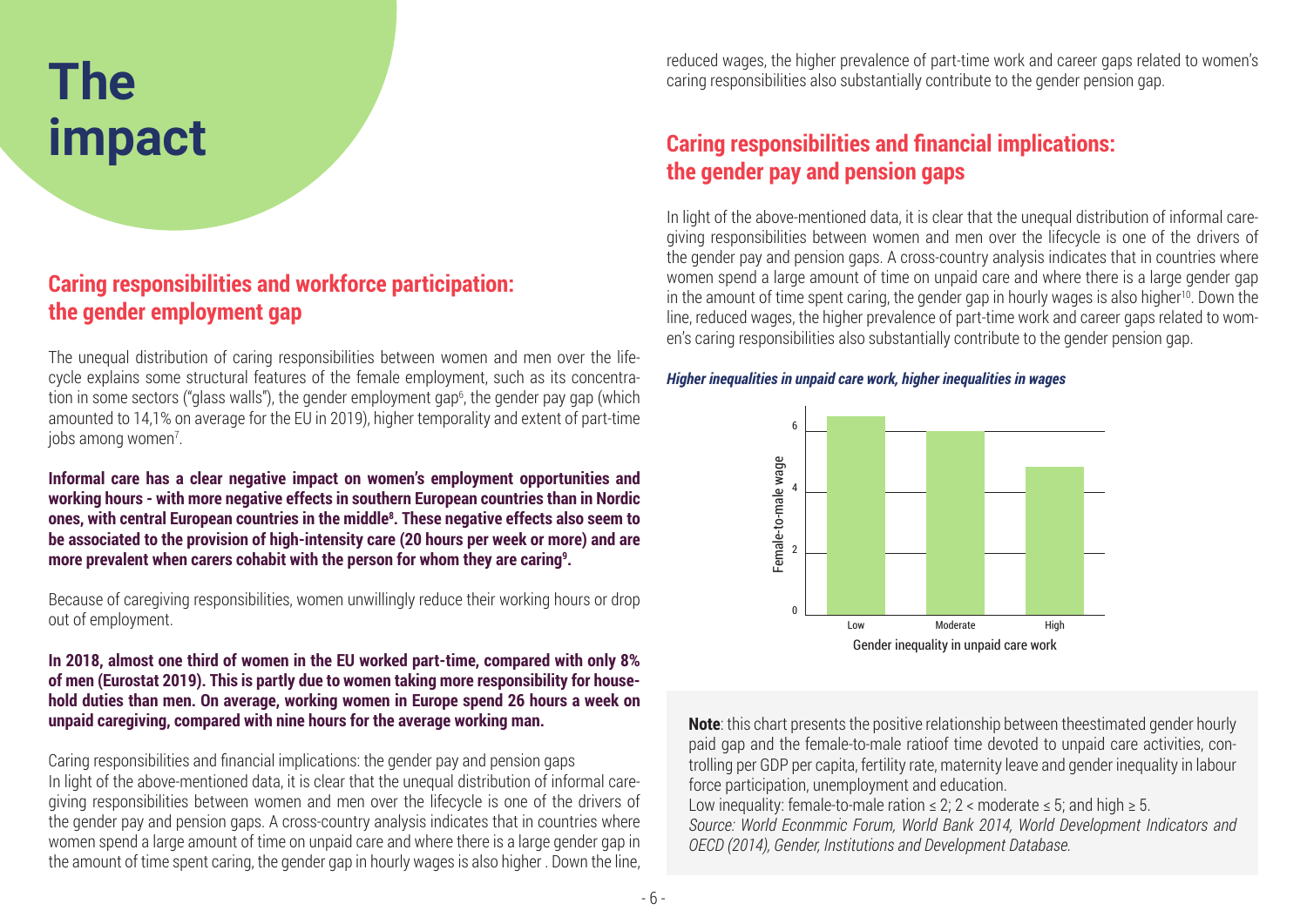# The impact

## Caring responsibilities and workforce participation: the gender employment gap

The unequal distribution of caring responsibilities between women and men over the lifecycle explains some structural features of the female employment, such as its concentration in some sectors ("glass walls"), the gender employment gap[6], the gender pay gap (which amounted to 14,1% on average for the EU in 2019), higher temporality and extent of part-time jobs among women[7].

**Informal care has a clear negative impact on women's employment opportunities and working hours - with more negative effects in southern European countries than in Nordic ones, with central European countries in the middle[8]. These negative effects also seem to be associated to the provision of high-intensity care (20 hours per week or more) and are more prevalent when carers cohabit with the person for whom they are caring[9].**

Because of caregiving responsibilities, women unwillingly reduce their working hours or drop out of employment.

**In 2018, almost one third of women in the EU worked part-time, compared with only 8% of men (Eurostat 2019). This is partly due to women taking more responsibility for household duties than men. On average, working women in Europe spend 26 hours a week on unpaid caregiving, compared with nine hours for the average working man.**

Caring responsibilities and financial implications: the gender pay and pension gaps
In light of the above-mentioned data, it is clear that the unequal distribution of informal caregiving responsibilities between women and men over the lifecycle is one of the drivers of the gender pay and pension gaps. A cross-country analysis indicates that in countries where women spend a large amount of time on unpaid care and where there is a large gender gap in the amount of time spent caring, the gender gap in hourly wages is also higher . Down the line, reduced wages, the higher prevalence of part-time work and career gaps related to women's caring responsibilities also substantially contribute to the gender pension gap.

## Caring responsibilities and financial implications: the gender pay and pension gaps

In light of the above-mentioned data, it is clear that the unequal distribution of informal caregiving responsibilities between women and men over the lifecycle is one of the drivers of the gender pay and pension gaps. A cross-country analysis indicates that in countries where women spend a large amount of time on unpaid care and where there is a large gender gap in the amount of time spent caring, the gender gap in hourly wages is also higher[10]. Down the line, reduced wages, the higher prevalence of part-time work and career gaps related to women's caring responsibilities also substantially contribute to the gender pension gap.

***Higher inequalities in unpaid care work, higher inequalities in wages***

Female-to-male wage (y-axis: 0, 2, 4, 6) by Gender inequality in unpaid care work (x-axis: Low, Moderate, High)

**Note**: this chart presents the positive relationship between theestimated gender hourly paid gap and the female-to-male ratioof time devoted to unpaid care activities, controlling per GDP per capita, fertility rate, maternity leave and gender inequality in labour force participation, unemployment and education.
Low inequality: female-to-male ration ≤ 2; 2 < moderate ≤ 5; and high ≥ 5.
*Source: World Econmmic Forum, World Bank 2014, World Development Indicators and OECD (2014), Gender, Institutions and Development Database.*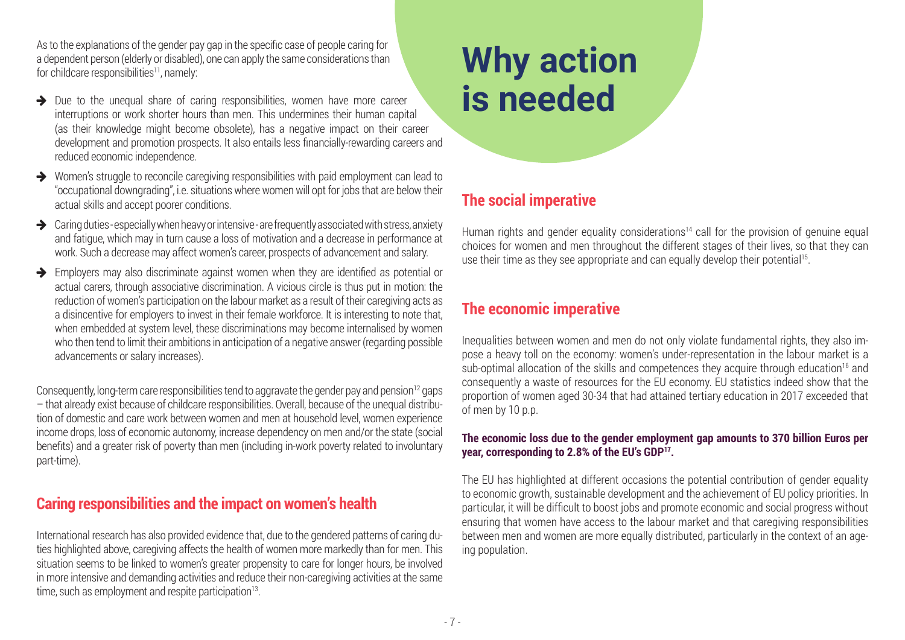As to the explanations of the gender pay gap in the specific case of people caring for a dependent person (elderly or disabled), one can apply the same considerations than for childcare responsibilities[11], namely:

- Due to the unequal share of caring responsibilities, women have more career interruptions or work shorter hours than men. This undermines their human capital (as their knowledge might become obsolete), has a negative impact on their career development and promotion prospects. It also entails less financially-rewarding careers and reduced economic independence.
- Women's struggle to reconcile caregiving responsibilities with paid employment can lead to "occupational downgrading", i.e. situations where women will opt for jobs that are below their actual skills and accept poorer conditions.
- Caring duties - especially when heavy or intensive - are frequently associated with stress, anxiety and fatigue, which may in turn cause a loss of motivation and a decrease in performance at work. Such a decrease may affect women's career, prospects of advancement and salary.
- Employers may also discriminate against women when they are identified as potential or actual carers, through associative discrimination. A vicious circle is thus put in motion: the reduction of women's participation on the labour market as a result of their caregiving acts as a disincentive for employers to invest in their female workforce. It is interesting to note that, when embedded at system level, these discriminations may become internalised by women who then tend to limit their ambitions in anticipation of a negative answer (regarding possible advancements or salary increases).

Consequently, long-term care responsibilities tend to aggravate the gender pay and pension[12] gaps – that already exist because of childcare responsibilities. Overall, because of the unequal distribution of domestic and care work between women and men at household level, women experience income drops, loss of economic autonomy, increase dependency on men and/or the state (social benefits) and a greater risk of poverty than men (including in-work poverty related to involuntary part-time).

## Caring responsibilities and the impact on women's health

International research has also provided evidence that, due to the gendered patterns of caring duties highlighted above, caregiving affects the health of women more markedly than for men. This situation seems to be linked to women's greater propensity to care for longer hours, be involved in more intensive and demanding activities and reduce their non-caregiving activities at the same time, such as employment and respite participation[13].

# Why action is needed

## The social imperative

Human rights and gender equality considerations[14] call for the provision of genuine equal choices for women and men throughout the different stages of their lives, so that they can use their time as they see appropriate and can equally develop their potential[15].

## The economic imperative

Inequalities between women and men do not only violate fundamental rights, they also impose a heavy toll on the economy: women's under-representation in the labour market is a sub-optimal allocation of the skills and competences they acquire through education[16] and consequently a waste of resources for the EU economy. EU statistics indeed show that the proportion of women aged 30-34 that had attained tertiary education in 2017 exceeded that of men by 10 p.p.

**The economic loss due to the gender employment gap amounts to 370 billion Euros per year, corresponding to 2.8% of the EU's GDP[17].**

The EU has highlighted at different occasions the potential contribution of gender equality to economic growth, sustainable development and the achievement of EU policy priorities. In particular, it will be difficult to boost jobs and promote economic and social progress without ensuring that women have access to the labour market and that caregiving responsibilities between men and women are more equally distributed, particularly in the context of an ageing population.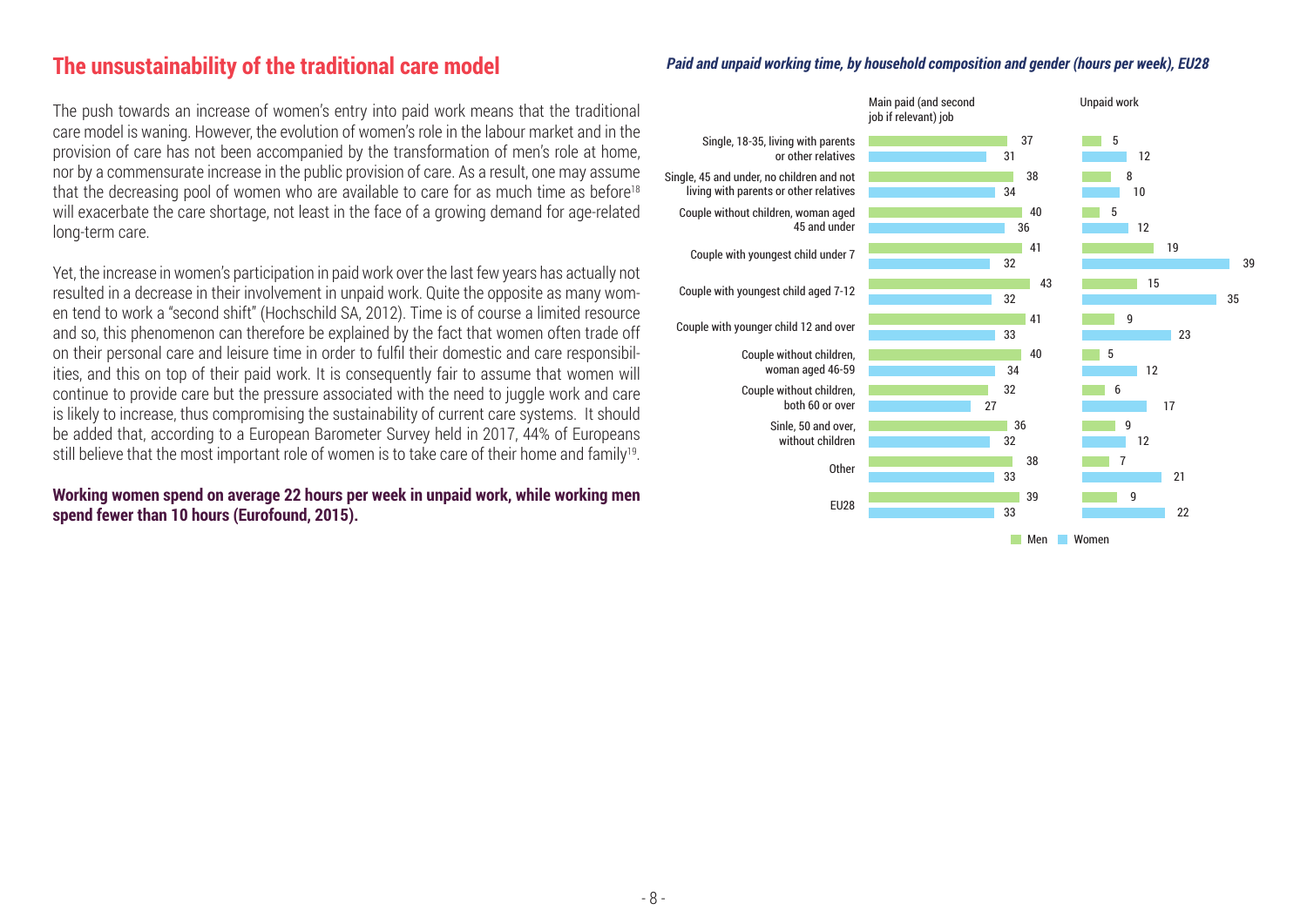## The unsustainability of the traditional care model

The push towards an increase of women's entry into paid work means that the traditional care model is waning. However, the evolution of women's role in the labour market and in the provision of care has not been accompanied by the transformation of men's role at home, nor by a commensurate increase in the public provision of care. As a result, one may assume that the decreasing pool of women who are available to care for as much time as before[18] will exacerbate the care shortage, not least in the face of a growing demand for age-related long-term care.

Yet, the increase in women's participation in paid work over the last few years has actually not resulted in a decrease in their involvement in unpaid work. Quite the opposite as many women tend to work a "second shift" (Hochschild SA, 2012). Time is of course a limited resource and so, this phenomenon can therefore be explained by the fact that women often trade off on their personal care and leisure time in order to fulfil their domestic and care responsibilities, and this on top of their paid work. It is consequently fair to assume that women will continue to provide care but the pressure associated with the need to juggle work and care is likely to increase, thus compromising the sustainability of current care systems. It should be added that, according to a European Barometer Survey held in 2017, 44% of Europeans still believe that the most important role of women is to take care of their home and family[19].

**Working women spend on average 22 hours per week in unpaid work, while working men spend fewer than 10 hours (Eurofound, 2015).**

***Paid and unpaid working time, by household composition and gender (hours per week), EU28***

| | Main paid (and second job if relevant) job – Men | Main paid (and second job if relevant) job – Women | Unpaid work – Men | Unpaid work – Women |
|---|---|---|---|---|
| Single, 18-35, living with parents or other relatives | 37 | 31 | 5 | 12 |
| Single, 45 and under, no children and not living with parents or other relatives | 38 | 34 | 8 | 10 |
| Couple without children, woman aged 45 and under | 40 | 36 | 5 | 12 |
| Couple with youngest child under 7 | 41 | 32 | 19 | 39 |
| Couple with youngest child aged 7-12 | 43 | 32 | 15 | 35 |
| Couple with younger child 12 and over | 41 | 33 | 9 | 23 |
| Couple without children, woman aged 46-59 | 40 | 34 | 5 | 12 |
| Couple without children, both 60 or over | 32 | 27 | 6 | 17 |
| Sinle, 50 and over, without children | 36 | 32 | 9 | 12 |
| Other | 38 | 33 | 7 | 21 |
| EU28 | 39 | 33 | 9 | 22 |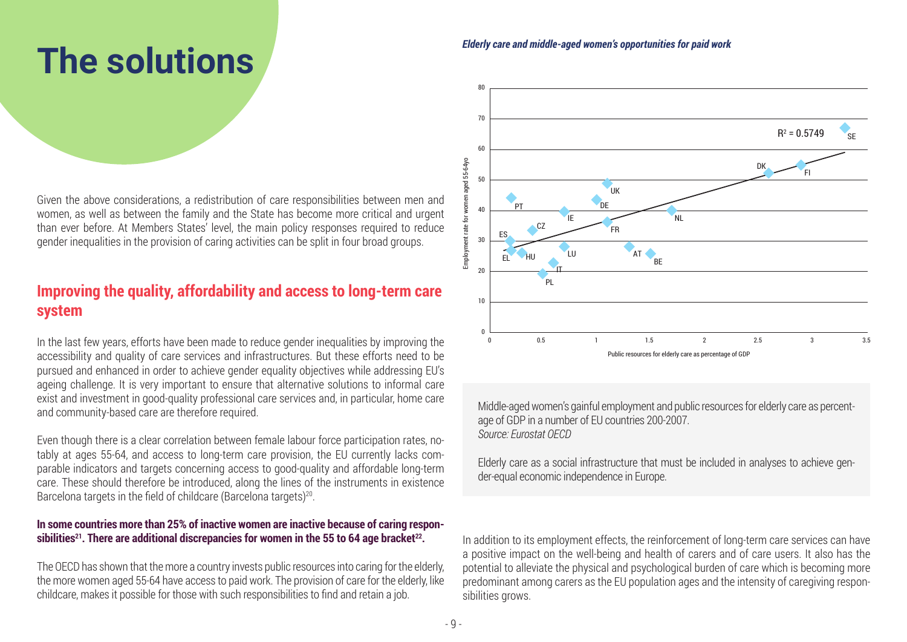# The solutions

Given the above considerations, a redistribution of care responsibilities between men and women, as well as between the family and the State has become more critical and urgent than ever before. At Members States' level, the main policy responses required to reduce gender inequalities in the provision of caring activities can be split in four broad groups.

## Improving the quality, affordability and access to long-term care system

In the last few years, efforts have been made to reduce gender inequalities by improving the accessibility and quality of care services and infrastructures. But these efforts need to be pursued and enhanced in order to achieve gender equality objectives while addressing EU's ageing challenge. It is very important to ensure that alternative solutions to informal care exist and investment in good-quality professional care services and, in particular, home care and community-based care are therefore required.

Even though there is a clear correlation between female labour force participation rates, notably at ages 55-64, and access to long-term care provision, the EU currently lacks comparable indicators and targets concerning access to good-quality and affordable long-term care. These should therefore be introduced, along the lines of the instruments in existence Barcelona targets in the field of childcare (Barcelona targets)[20].

**In some countries more than 25% of inactive women are inactive because of caring responsibilities[21]. There are additional discrepancies for women in the 55 to 64 age bracket[22].**

The OECD has shown that the more a country invests public resources into caring for the elderly, the more women aged 55-64 have access to paid work. The provision of care for the elderly, like childcare, makes it possible for those with such responsibilities to find and retain a job.

***Elderly care and middle-aged women's opportunities for paid work***

Middle-aged women's gainful employment and public resources for elderly care as percentage of GDP in a number of EU countries 200-2007.
*Source: Eurostat OECD*

Elderly care as a social infrastructure that must be included in analyses to achieve gender-equal economic independence in Europe.

In addition to its employment effects, the reinforcement of long-term care services can have a positive impact on the well-being and health of carers and of care users. It also has the potential to alleviate the physical and psychological burden of care which is becoming more predominant among carers as the EU population ages and the intensity of caregiving responsibilities grows.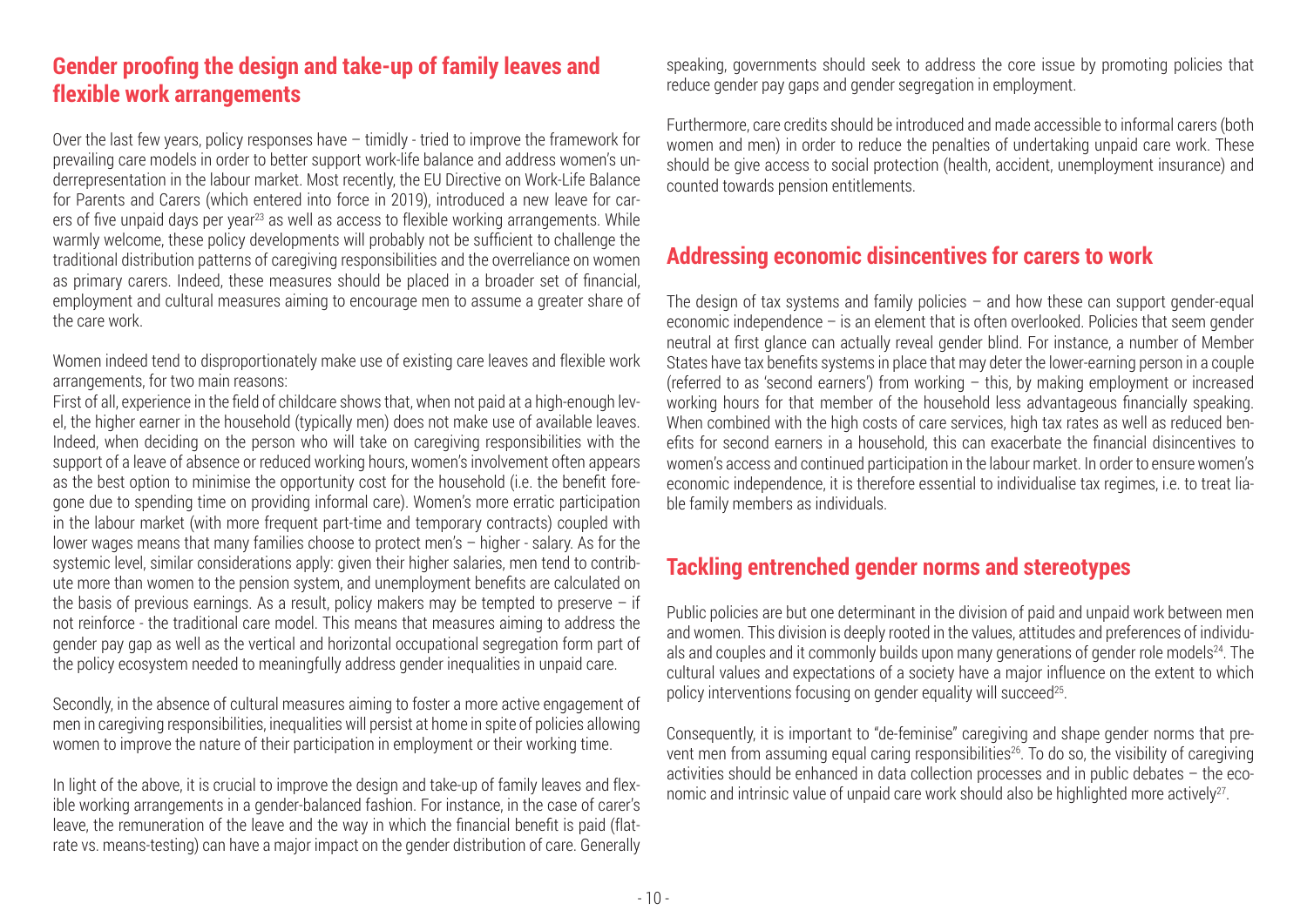## Gender proofing the design and take-up of family leaves and flexible work arrangements

Over the last few years, policy responses have – timidly - tried to improve the framework for prevailing care models in order to better support work-life balance and address women's underrepresentation in the labour market. Most recently, the EU Directive on Work-Life Balance for Parents and Carers (which entered into force in 2019), introduced a new leave for carers of five unpaid days per year[23] as well as access to flexible working arrangements. While warmly welcome, these policy developments will probably not be sufficient to challenge the traditional distribution patterns of caregiving responsibilities and the overreliance on women as primary carers. Indeed, these measures should be placed in a broader set of financial, employment and cultural measures aiming to encourage men to assume a greater share of the care work.

Women indeed tend to disproportionately make use of existing care leaves and flexible work arrangements, for two main reasons:

First of all, experience in the field of childcare shows that, when not paid at a high-enough level, the higher earner in the household (typically men) does not make use of available leaves. Indeed, when deciding on the person who will take on caregiving responsibilities with the support of a leave of absence or reduced working hours, women's involvement often appears as the best option to minimise the opportunity cost for the household (i.e. the benefit foregone due to spending time on providing informal care). Women's more erratic participation in the labour market (with more frequent part-time and temporary contracts) coupled with lower wages means that many families choose to protect men's – higher - salary. As for the systemic level, similar considerations apply: given their higher salaries, men tend to contribute more than women to the pension system, and unemployment benefits are calculated on the basis of previous earnings. As a result, policy makers may be tempted to preserve – if not reinforce - the traditional care model. This means that measures aiming to address the gender pay gap as well as the vertical and horizontal occupational segregation form part of the policy ecosystem needed to meaningfully address gender inequalities in unpaid care.

Secondly, in the absence of cultural measures aiming to foster a more active engagement of men in caregiving responsibilities, inequalities will persist at home in spite of policies allowing women to improve the nature of their participation in employment or their working time.

In light of the above, it is crucial to improve the design and take-up of family leaves and flexible working arrangements in a gender-balanced fashion. For instance, in the case of carer's leave, the remuneration of the leave and the way in which the financial benefit is paid (flat-rate vs. means-testing) can have a major impact on the gender distribution of care. Generally speaking, governments should seek to address the core issue by promoting policies that reduce gender pay gaps and gender segregation in employment.

Furthermore, care credits should be introduced and made accessible to informal carers (both women and men) in order to reduce the penalties of undertaking unpaid care work. These should be give access to social protection (health, accident, unemployment insurance) and counted towards pension entitlements.

## Addressing economic disincentives for carers to work

The design of tax systems and family policies – and how these can support gender-equal economic independence – is an element that is often overlooked. Policies that seem gender neutral at first glance can actually reveal gender blind. For instance, a number of Member States have tax benefits systems in place that may deter the lower-earning person in a couple (referred to as 'second earners') from working – this, by making employment or increased working hours for that member of the household less advantageous financially speaking. When combined with the high costs of care services, high tax rates as well as reduced benefits for second earners in a household, this can exacerbate the financial disincentives to women's access and continued participation in the labour market. In order to ensure women's economic independence, it is therefore essential to individualise tax regimes, i.e. to treat liable family members as individuals.

## Tackling entrenched gender norms and stereotypes

Public policies are but one determinant in the division of paid and unpaid work between men and women. This division is deeply rooted in the values, attitudes and preferences of individuals and couples and it commonly builds upon many generations of gender role models[24]. The cultural values and expectations of a society have a major influence on the extent to which policy interventions focusing on gender equality will succeed[25].

Consequently, it is important to "de-feminise" caregiving and shape gender norms that prevent men from assuming equal caring responsibilities[26]. To do so, the visibility of caregiving activities should be enhanced in data collection processes and in public debates – the economic and intrinsic value of unpaid care work should also be highlighted more actively[27].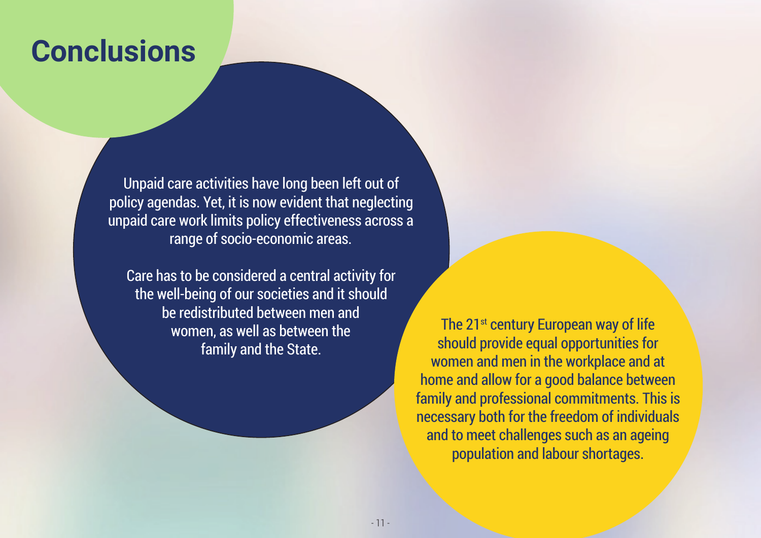# Conclusions

Unpaid care activities have long been left out of policy agendas. Yet, it is now evident that neglecting unpaid care work limits policy effectiveness across a range of socio-economic areas.

Care has to be considered a central activity for the well-being of our societies and it should be redistributed between men and women, as well as between the family and the State.

The 21st century European way of life should provide equal opportunities for women and men in the workplace and at home and allow for a good balance between family and professional commitments. This is necessary both for the freedom of individuals and to meet challenges such as an ageing population and labour shortages.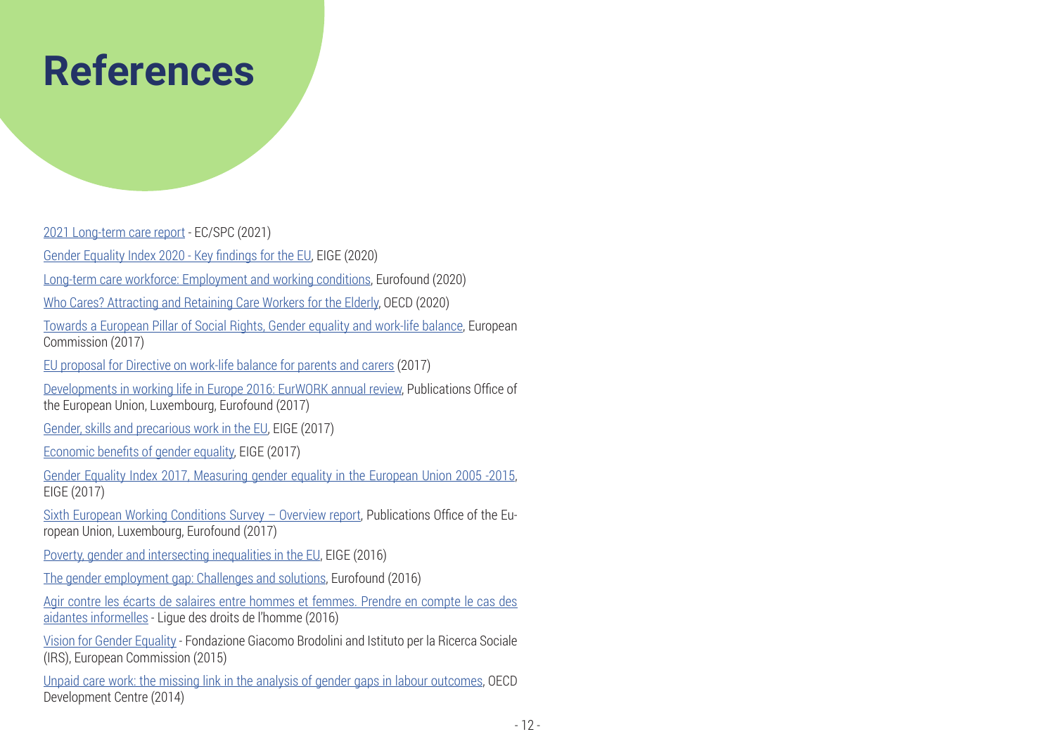# References

2021 Long-term care report - EC/SPC (2021)

Gender Equality Index 2020 - Key findings for the EU, EIGE (2020)

Long-term care workforce: Employment and working conditions, Eurofound (2020)

Who Cares? Attracting and Retaining Care Workers for the Elderly, OECD (2020)

Towards a European Pillar of Social Rights, Gender equality and work-life balance, European Commission (2017)

EU proposal for Directive on work-life balance for parents and carers (2017)

Developments in working life in Europe 2016: EurWORK annual review, Publications Office of the European Union, Luxembourg, Eurofound (2017)

Gender, skills and precarious work in the EU, EIGE (2017)

Economic benefits of gender equality, EIGE (2017)

Gender Equality Index 2017, Measuring gender equality in the European Union 2005 -2015, EIGE (2017)

Sixth European Working Conditions Survey – Overview report, Publications Office of the European Union, Luxembourg, Eurofound (2017)

Poverty, gender and intersecting inequalities in the EU, EIGE (2016)

The gender employment gap: Challenges and solutions, Eurofound (2016)

Agir contre les écarts de salaires entre hommes et femmes. Prendre en compte le cas des aidantes informelles - Ligue des droits de l'homme (2016)

Vision for Gender Equality - Fondazione Giacomo Brodolini and Istituto per la Ricerca Sociale (IRS), European Commission (2015)

Unpaid care work: the missing link in the analysis of gender gaps in labour outcomes, OECD Development Centre (2014)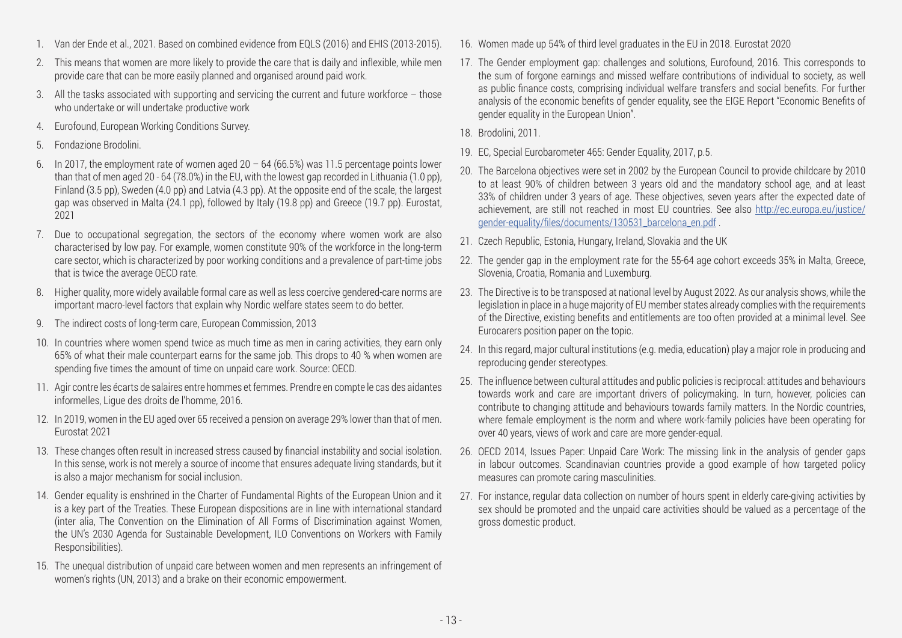1. Van der Ende et al., 2021. Based on combined evidence from EQLS (2016) and EHIS (2013-2015).
2. This means that women are more likely to provide the care that is daily and inflexible, while men provide care that can be more easily planned and organised around paid work.
3. All the tasks associated with supporting and servicing the current and future workforce – those who undertake or will undertake productive work
4. Eurofound, European Working Conditions Survey.
5. Fondazione Brodolini.
6. In 2017, the employment rate of women aged 20 – 64 (66.5%) was 11.5 percentage points lower than that of men aged 20 - 64 (78.0%) in the EU, with the lowest gap recorded in Lithuania (1.0 pp), Finland (3.5 pp), Sweden (4.0 pp) and Latvia (4.3 pp). At the opposite end of the scale, the largest gap was observed in Malta (24.1 pp), followed by Italy (19.8 pp) and Greece (19.7 pp). Eurostat, 2021
7. Due to occupational segregation, the sectors of the economy where women work are also characterised by low pay. For example, women constitute 90% of the workforce in the long-term care sector, which is characterized by poor working conditions and a prevalence of part-time jobs that is twice the average OECD rate.
8. Higher quality, more widely available formal care as well as less coercive gendered-care norms are important macro-level factors that explain why Nordic welfare states seem to do better.
9. The indirect costs of long-term care, European Commission, 2013
10. In countries where women spend twice as much time as men in caring activities, they earn only 65% of what their male counterpart earns for the same job. This drops to 40 % when women are spending five times the amount of time on unpaid care work. Source: OECD.
11. Agir contre les écarts de salaires entre hommes et femmes. Prendre en compte le cas des aidantes informelles, Ligue des droits de l'homme, 2016.
12. In 2019, women in the EU aged over 65 received a pension on average 29% lower than that of men. Eurostat 2021
13. These changes often result in increased stress caused by financial instability and social isolation. In this sense, work is not merely a source of income that ensures adequate living standards, but it is also a major mechanism for social inclusion.
14. Gender equality is enshrined in the Charter of Fundamental Rights of the European Union and it is a key part of the Treaties. These European dispositions are in line with international standard (inter alia, The Convention on the Elimination of All Forms of Discrimination against Women, the UN's 2030 Agenda for Sustainable Development, ILO Conventions on Workers with Family Responsibilities).
15. The unequal distribution of unpaid care between women and men represents an infringement of women's rights (UN, 2013) and a brake on their economic empowerment.
16. Women made up 54% of third level graduates in the EU in 2018. Eurostat 2020
17. The Gender employment gap: challenges and solutions, Eurofound, 2016. This corresponds to the sum of forgone earnings and missed welfare contributions of individual to society, as well as public finance costs, comprising individual welfare transfers and social benefits. For further analysis of the economic benefits of gender equality, see the EIGE Report "Economic Benefits of gender equality in the European Union".
18. Brodolini, 2011.
19. EC, Special Eurobarometer 465: Gender Equality, 2017, p.5.
20. The Barcelona objectives were set in 2002 by the European Council to provide childcare by 2010 to at least 90% of children between 3 years old and the mandatory school age, and at least 33% of children under 3 years of age. These objectives, seven years after the expected date of achievement, are still not reached in most EU countries. See also [http://ec.europa.eu/justice/gender-equality/files/documents/130531_barcelona_en.pdf](http://ec.europa.eu/justice/gender-equality/files/documents/130531_barcelona_en.pdf) .
21. Czech Republic, Estonia, Hungary, Ireland, Slovakia and the UK
22. The gender gap in the employment rate for the 55-64 age cohort exceeds 35% in Malta, Greece, Slovenia, Croatia, Romania and Luxemburg.
23. The Directive is to be transposed at national level by August 2022. As our analysis shows, while the legislation in place in a huge majority of EU member states already complies with the requirements of the Directive, existing benefits and entitlements are too often provided at a minimal level. See Eurocarers position paper on the topic.
24. In this regard, major cultural institutions (e.g. media, education) play a major role in producing and reproducing gender stereotypes.
25. The influence between cultural attitudes and public policies is reciprocal: attitudes and behaviours towards work and care are important drivers of policymaking. In turn, however, policies can contribute to changing attitude and behaviours towards family matters. In the Nordic countries, where female employment is the norm and where work-family policies have been operating for over 40 years, views of work and care are more gender-equal.
26. OECD 2014, Issues Paper: Unpaid Care Work: The missing link in the analysis of gender gaps in labour outcomes. Scandinavian countries provide a good example of how targeted policy measures can promote caring masculinities.
27. For instance, regular data collection on number of hours spent in elderly care-giving activities by sex should be promoted and the unpaid care activities should be valued as a percentage of the gross domestic product.